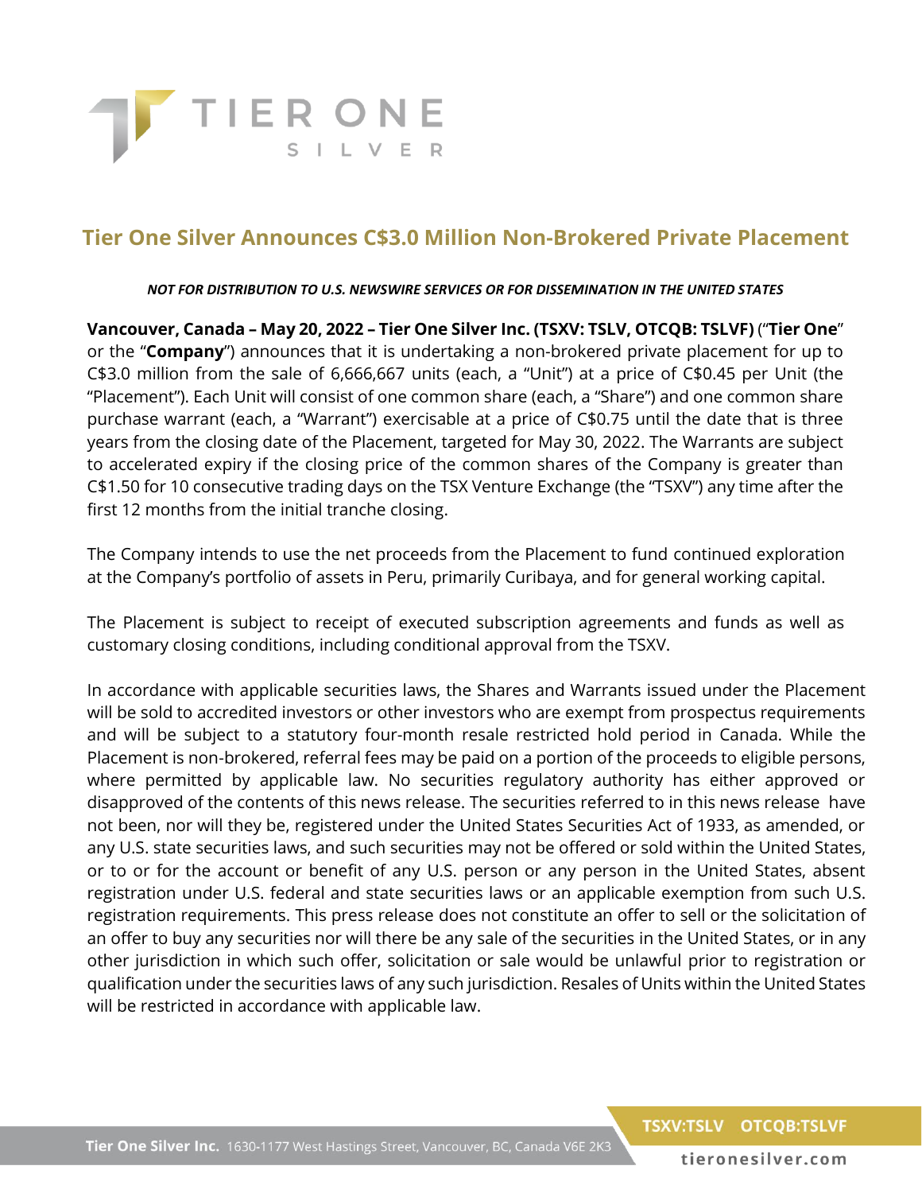# Tier One Silver Announces C$3.0 Million Non-Brokered Private Placement

***NOT FOR DISTRIBUTION TO U.S. NEWSWIRE SERVICES OR FOR DISSEMINATION IN THE UNITED STATES***

**Vancouver, Canada – May 20, 2022 – Tier One Silver Inc. (TSXV: TSLV, OTCQB: TSLVF)** ("**Tier One**" or the "**Company**") announces that it is undertaking a non-brokered private placement for up to C$3.0 million from the sale of 6,666,667 units (each, a "Unit") at a price of C$0.45 per Unit (the "Placement"). Each Unit will consist of one common share (each, a "Share") and one common share purchase warrant (each, a "Warrant") exercisable at a price of C$0.75 until the date that is three years from the closing date of the Placement, targeted for May 30, 2022. The Warrants are subject to accelerated expiry if the closing price of the common shares of the Company is greater than C$1.50 for 10 consecutive trading days on the TSX Venture Exchange (the "TSXV") any time after the first 12 months from the initial tranche closing.

The Company intends to use the net proceeds from the Placement to fund continued exploration at the Company's portfolio of assets in Peru, primarily Curibaya, and for general working capital.

The Placement is subject to receipt of executed subscription agreements and funds as well as customary closing conditions, including conditional approval from the TSXV.

In accordance with applicable securities laws, the Shares and Warrants issued under the Placement will be sold to accredited investors or other investors who are exempt from prospectus requirements and will be subject to a statutory four-month resale restricted hold period in Canada. While the Placement is non-brokered, referral fees may be paid on a portion of the proceeds to eligible persons, where permitted by applicable law. No securities regulatory authority has either approved or disapproved of the contents of this news release. The securities referred to in this news release have not been, nor will they be, registered under the United States Securities Act of 1933, as amended, or any U.S. state securities laws, and such securities may not be offered or sold within the United States, or to or for the account or benefit of any U.S. person or any person in the United States, absent registration under U.S. federal and state securities laws or an applicable exemption from such U.S. registration requirements. This press release does not constitute an offer to sell or the solicitation of an offer to buy any securities nor will there be any sale of the securities in the United States, or in any other jurisdiction in which such offer, solicitation or sale would be unlawful prior to registration or qualification under the securities laws of any such jurisdiction. Resales of Units within the United States will be restricted in accordance with applicable law.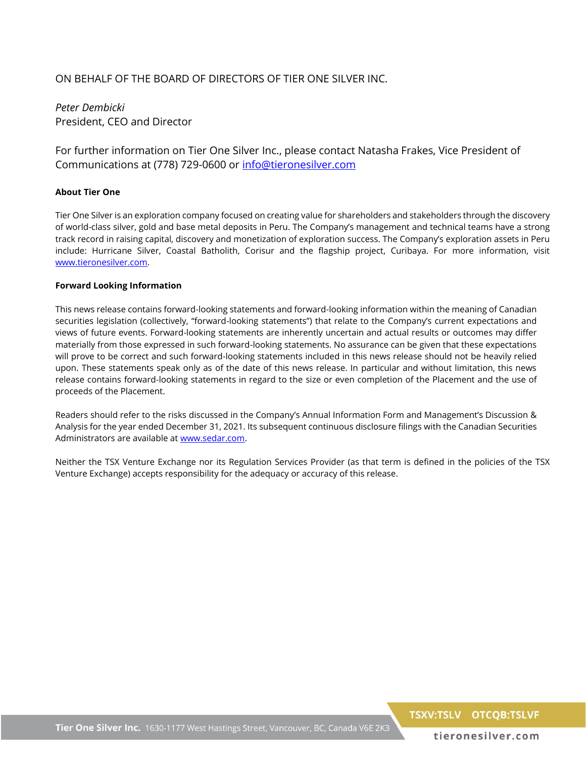ON BEHALF OF THE BOARD OF DIRECTORS OF TIER ONE SILVER INC.

*Peter Dembicki*
President, CEO and Director

For further information on Tier One Silver Inc., please contact Natasha Frakes, Vice President of Communications at (778) 729-0600 or info@tieronesilver.com

**About Tier One**

Tier One Silver is an exploration company focused on creating value for shareholders and stakeholders through the discovery of world-class silver, gold and base metal deposits in Peru. The Company's management and technical teams have a strong track record in raising capital, discovery and monetization of exploration success. The Company's exploration assets in Peru include: Hurricane Silver, Coastal Batholith, Corisur and the flagship project, Curibaya. For more information, visit www.tieronesilver.com.

**Forward Looking Information**

This news release contains forward-looking statements and forward-looking information within the meaning of Canadian securities legislation (collectively, "forward-looking statements") that relate to the Company's current expectations and views of future events. Forward-looking statements are inherently uncertain and actual results or outcomes may differ materially from those expressed in such forward-looking statements. No assurance can be given that these expectations will prove to be correct and such forward-looking statements included in this news release should not be heavily relied upon. These statements speak only as of the date of this news release. In particular and without limitation, this news release contains forward-looking statements in regard to the size or even completion of the Placement and the use of proceeds of the Placement.

Readers should refer to the risks discussed in the Company's Annual Information Form and Management's Discussion & Analysis for the year ended December 31, 2021. Its subsequent continuous disclosure filings with the Canadian Securities Administrators are available at www.sedar.com.

Neither the TSX Venture Exchange nor its Regulation Services Provider (as that term is defined in the policies of the TSX Venture Exchange) accepts responsibility for the adequacy or accuracy of this release.